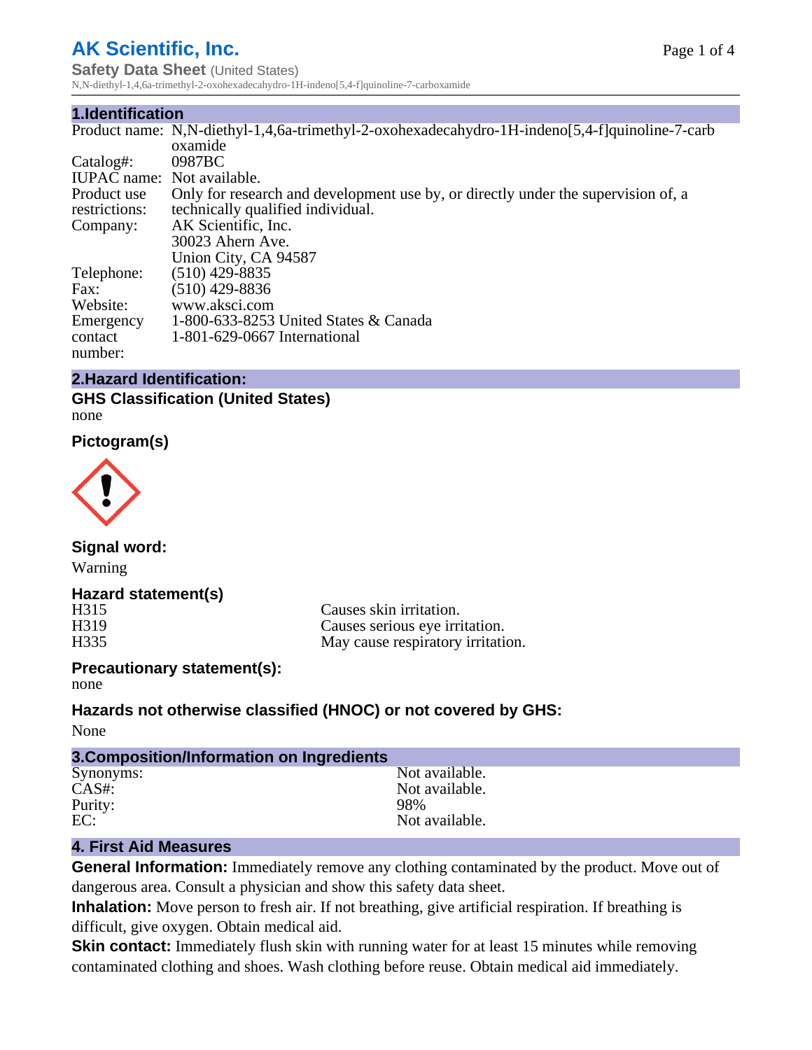# AK Scientific, Inc.

**Safety Data Sheet** (United States)

N,N-diethyl-1,4,6a-trimethyl-2-oxohexadecahydro-1H-indeno[5,4-f]quinoline-7-carboxamide

## 1.Identification

| | |
|---|---|
| Product name: | N,N-diethyl-1,4,6a-trimethyl-2-oxohexadecahydro-1H-indeno[5,4-f]quinoline-7-carboxamide |
| Catalog#: | 0987BC |
| IUPAC name: | Not available. |
| Product use restrictions: | Only for research and development use by, or directly under the supervision of, a technically qualified individual. |
| Company: | AK Scientific, Inc.<br>30023 Ahern Ave.<br>Union City, CA 94587 |
| Telephone: | (510) 429-8835 |
| Fax: | (510) 429-8836 |
| Website: | www.aksci.com |
| Emergency contact number: | 1-800-633-8253 United States & Canada<br>1-801-629-0667 International |

## 2.Hazard Identification:

### GHS Classification (United States)

none

### Pictogram(s)

### Signal word:

Warning

### Hazard statement(s)

| | |
|---|---|
| H315 | Causes skin irritation. |
| H319 | Causes serious eye irritation. |
| H335 | May cause respiratory irritation. |

### Precautionary statement(s):

none

### Hazards not otherwise classified (HNOC) or not covered by GHS:

None

## 3.Composition/Information on Ingredients

| | |
|---|---|
| Synonyms: | Not available. |
| CAS#: | Not available. |
| Purity: | 98% |
| EC: | Not available. |

## 4. First Aid Measures

**General Information:** Immediately remove any clothing contaminated by the product. Move out of dangerous area. Consult a physician and show this safety data sheet.

**Inhalation:** Move person to fresh air. If not breathing, give artificial respiration. If breathing is difficult, give oxygen. Obtain medical aid.

**Skin contact:** Immediately flush skin with running water for at least 15 minutes while removing contaminated clothing and shoes. Wash clothing before reuse. Obtain medical aid immediately.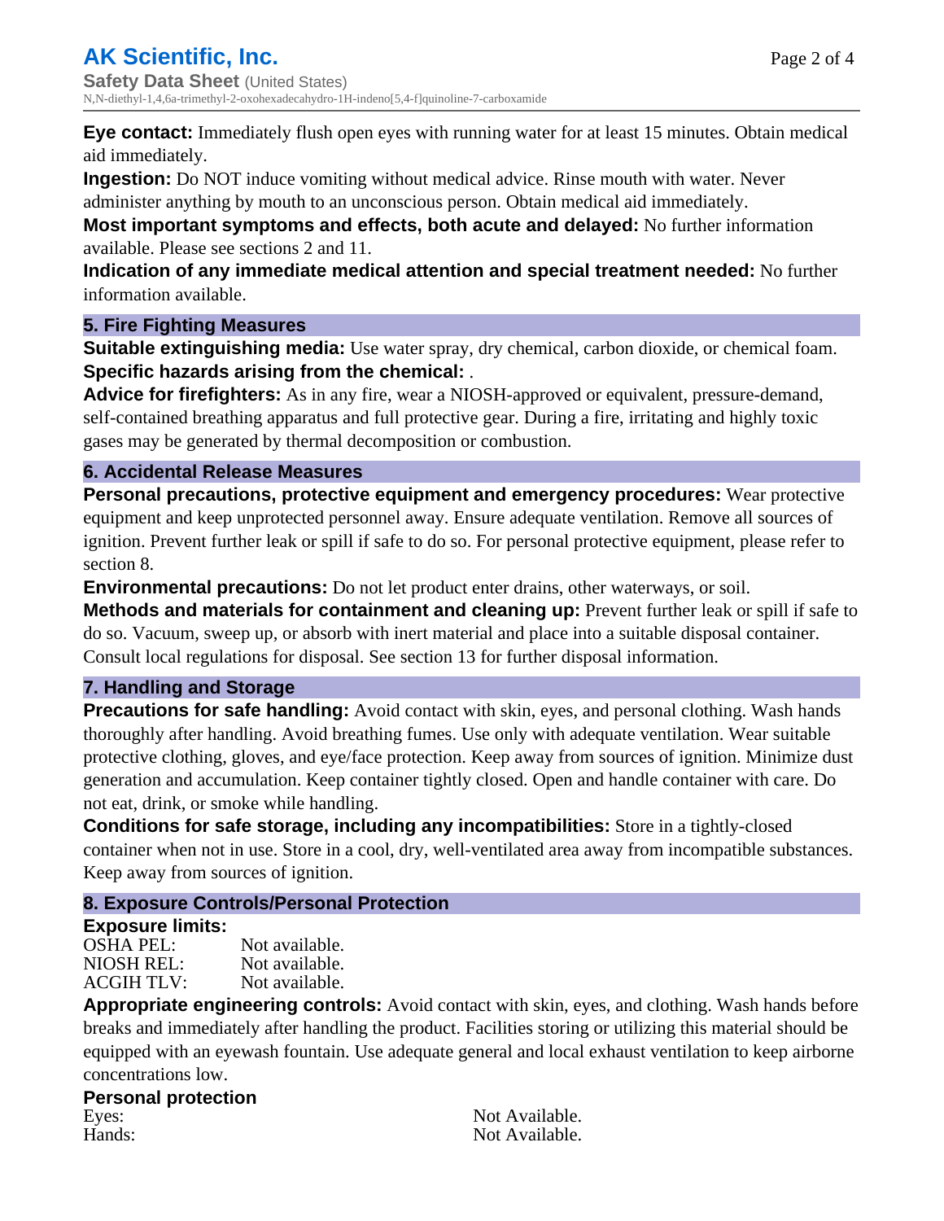**Eye contact:** Immediately flush open eyes with running water for at least 15 minutes. Obtain medical aid immediately.

**Ingestion:** Do NOT induce vomiting without medical advice. Rinse mouth with water. Never administer anything by mouth to an unconscious person. Obtain medical aid immediately.

**Most important symptoms and effects, both acute and delayed:** No further information available. Please see sections 2 and 11.

**Indication of any immediate medical attention and special treatment needed:** No further information available.

## 5. Fire Fighting Measures

**Suitable extinguishing media:** Use water spray, dry chemical, carbon dioxide, or chemical foam.

**Specific hazards arising from the chemical:** .

**Advice for firefighters:** As in any fire, wear a NIOSH-approved or equivalent, pressure-demand, self-contained breathing apparatus and full protective gear. During a fire, irritating and highly toxic gases may be generated by thermal decomposition or combustion.

## 6. Accidental Release Measures

**Personal precautions, protective equipment and emergency procedures:** Wear protective equipment and keep unprotected personnel away. Ensure adequate ventilation. Remove all sources of ignition. Prevent further leak or spill if safe to do so. For personal protective equipment, please refer to section 8.

**Environmental precautions:** Do not let product enter drains, other waterways, or soil.

**Methods and materials for containment and cleaning up:** Prevent further leak or spill if safe to do so. Vacuum, sweep up, or absorb with inert material and place into a suitable disposal container. Consult local regulations for disposal. See section 13 for further disposal information.

## 7. Handling and Storage

**Precautions for safe handling:** Avoid contact with skin, eyes, and personal clothing. Wash hands thoroughly after handling. Avoid breathing fumes. Use only with adequate ventilation. Wear suitable protective clothing, gloves, and eye/face protection. Keep away from sources of ignition. Minimize dust generation and accumulation. Keep container tightly closed. Open and handle container with care. Do not eat, drink, or smoke while handling.

**Conditions for safe storage, including any incompatibilities:** Store in a tightly-closed container when not in use. Store in a cool, dry, well-ventilated area away from incompatible substances. Keep away from sources of ignition.

## 8. Exposure Controls/Personal Protection

**Exposure limits:**

| | |
|---|---|
| OSHA PEL: | Not available. |
| NIOSH REL: | Not available. |
| ACGIH TLV: | Not available. |

**Appropriate engineering controls:** Avoid contact with skin, eyes, and clothing. Wash hands before breaks and immediately after handling the product. Facilities storing or utilizing this material should be equipped with an eyewash fountain. Use adequate general and local exhaust ventilation to keep airborne concentrations low.

**Personal protection**

| | |
|---|---|
| Eyes: | Not Available. |
| Hands: | Not Available. |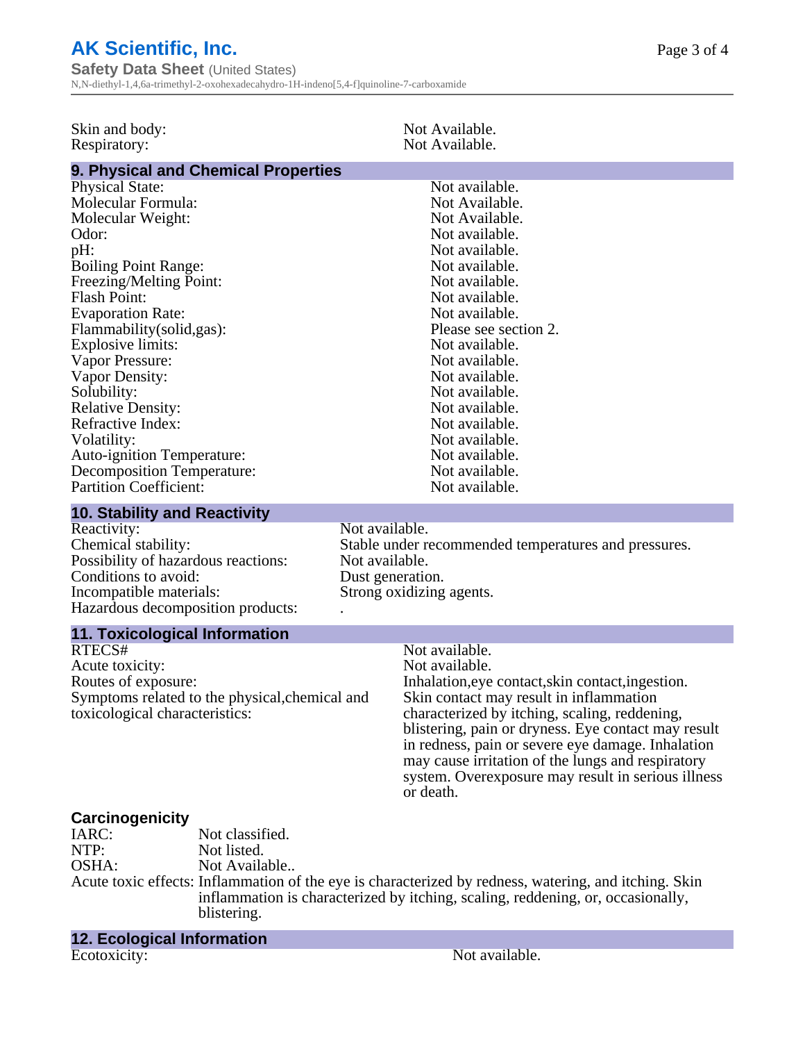| | |
|---|---|
| Skin and body: | Not Available. |
| Respiratory: | Not Available. |

## 9. Physical and Chemical Properties

| | |
|---|---|
| Physical State: | Not available. |
| Molecular Formula: | Not Available. |
| Molecular Weight: | Not Available. |
| Odor: | Not available. |
| pH: | Not available. |
| Boiling Point Range: | Not available. |
| Freezing/Melting Point: | Not available. |
| Flash Point: | Not available. |
| Evaporation Rate: | Not available. |
| Flammability(solid,gas): | Please see section 2. |
| Explosive limits: | Not available. |
| Vapor Pressure: | Not available. |
| Vapor Density: | Not available. |
| Solubility: | Not available. |
| Relative Density: | Not available. |
| Refractive Index: | Not available. |
| Volatility: | Not available. |
| Auto-ignition Temperature: | Not available. |
| Decomposition Temperature: | Not available. |
| Partition Coefficient: | Not available. |

## 10. Stability and Reactivity

| | |
|---|---|
| Reactivity: | Not available. |
| Chemical stability: | Stable under recommended temperatures and pressures. |
| Possibility of hazardous reactions: | Not available. |
| Conditions to avoid: | Dust generation. |
| Incompatible materials: | Strong oxidizing agents. |
| Hazardous decomposition products: | . |

## 11. Toxicological Information

| | |
|---|---|
| RTECS# | Not available. |
| Acute toxicity: | Not available. |
| Routes of exposure: | Inhalation,eye contact,skin contact,ingestion. |
| Symptoms related to the physical,chemical and toxicological characteristics: | Skin contact may result in inflammation characterized by itching, scaling, reddening, blistering, pain or dryness. Eye contact may result in redness, pain or severe eye damage. Inhalation may cause irritation of the lungs and respiratory system. Overexposure may result in serious illness or death. |

### Carcinogenicity

| | |
|---|---|
| IARC: | Not classified. |
| NTP: | Not listed. |
| OSHA: | Not Available.. |
| Acute toxic effects: | Inflammation of the eye is characterized by redness, watering, and itching. Skin inflammation is characterized by itching, scaling, reddening, or, occasionally, blistering. |

## 12. Ecological Information

| | |
|---|---|
| Ecotoxicity: | Not available. |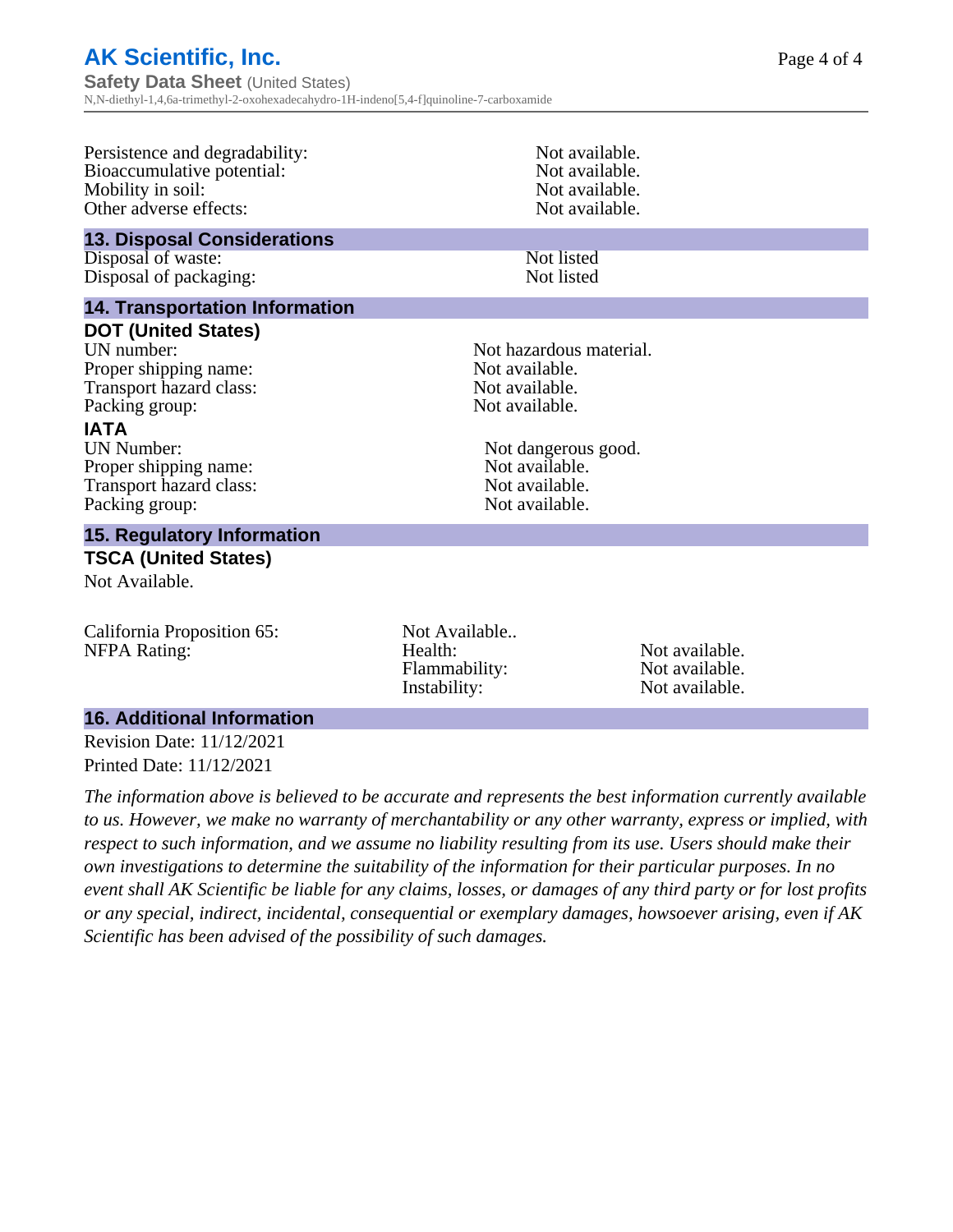Persistence and degradability: Not available.
Bioaccumulative potential: Not available.
Mobility in soil: Not available.
Other adverse effects: Not available.

## 13. Disposal Considerations

Disposal of waste: Not listed
Disposal of packaging: Not listed

## 14. Transportation Information

### DOT (United States)

UN number: Not hazardous material.
Proper shipping name: Not available.
Transport hazard class: Not available.
Packing group: Not available.

### IATA

UN Number: Not dangerous good.
Proper shipping name: Not available.
Transport hazard class: Not available.
Packing group: Not available.

## 15. Regulatory Information

### TSCA (United States)

Not Available.

California Proposition 65: Not Available..

NFPA Rating:
Health: Not available.
Flammability: Not available.
Instability: Not available.

## 16. Additional Information

Revision Date: 11/12/2021
Printed Date: 11/12/2021

*The information above is believed to be accurate and represents the best information currently available to us. However, we make no warranty of merchantability or any other warranty, express or implied, with respect to such information, and we assume no liability resulting from its use. Users should make their own investigations to determine the suitability of the information for their particular purposes. In no event shall AK Scientific be liable for any claims, losses, or damages of any third party or for lost profits or any special, indirect, incidental, consequential or exemplary damages, howsoever arising, even if AK Scientific has been advised of the possibility of such damages.*